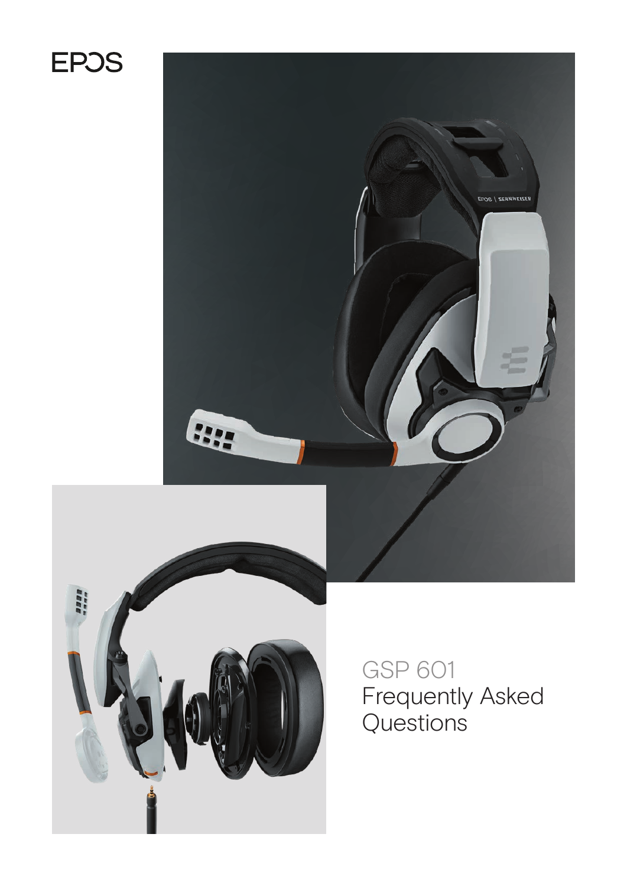EPOS

# GSP 601 Frequently Asked Questions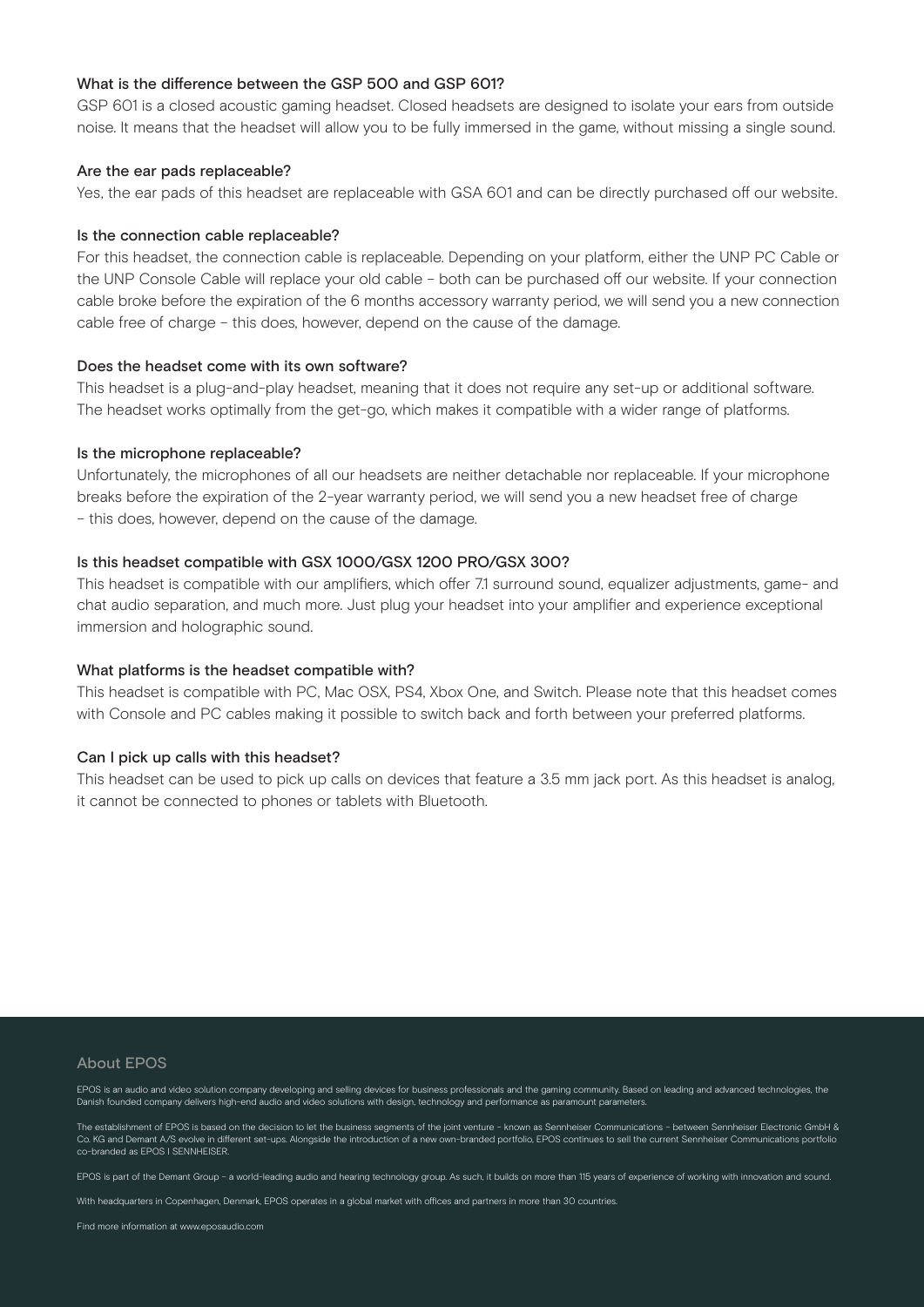### What is the difference between the GSP 500 and GSP 601?

GSP 601 is a closed acoustic gaming headset. Closed headsets are designed to isolate your ears from outside noise. It means that the headset will allow you to be fully immersed in the game, without missing a single sound.

### Are the ear pads replaceable?

Yes, the ear pads of this headset are replaceable with GSA 601 and can be directly purchased off our website.

### Is the connection cable replaceable?

For this headset, the connection cable is replaceable. Depending on your platform, either the UNP PC Cable or the UNP Console Cable will replace your old cable – both can be purchased off our website. If your connection cable broke before the expiration of the 6 months accessory warranty period, we will send you a new connection cable free of charge – this does, however, depend on the cause of the damage.

### Does the headset come with its own software?

This headset is a plug-and-play headset, meaning that it does not require any set-up or additional software. The headset works optimally from the get-go, which makes it compatible with a wider range of platforms.

### Is the microphone replaceable?

Unfortunately, the microphones of all our headsets are neither detachable nor replaceable. If your microphone breaks before the expiration of the 2-year warranty period, we will send you a new headset free of charge – this does, however, depend on the cause of the damage.

### Is this headset compatible with GSX 1000/GSX 1200 PRO/GSX 300?

This headset is compatible with our amplifiers, which offer 7.1 surround sound, equalizer adjustments, game- and chat audio separation, and much more. Just plug your headset into your amplifier and experience exceptional immersion and holographic sound.

### What platforms is the headset compatible with?

This headset is compatible with PC, Mac OSX, PS4, Xbox One, and Switch. Please note that this headset comes with Console and PC cables making it possible to switch back and forth between your preferred platforms.

### Can I pick up calls with this headset?

This headset can be used to pick up calls on devices that feature a 3.5 mm jack port. As this headset is analog, it cannot be connected to phones or tablets with Bluetooth.

## About EPOS

EPOS is an audio and video solution company developing and selling devices for business professionals and the gaming community. Based on leading and advanced technologies, the Danish founded company delivers high-end audio and video solutions with design, technology and performance as paramount parameters.

The establishment of EPOS is based on the decision to let the business segments of the joint venture – known as Sennheiser Communications – between Sennheiser Electronic GmbH & Co. KG and Demant A/S evolve in different set-ups. Alongside the introduction of a new own-branded portfolio, EPOS continues to sell the current Sennheiser Communications portfolio co-branded as EPOS I SENNHEISER.

EPOS is part of the Demant Group – a world-leading audio and hearing technology group. As such, it builds on more than 115 years of experience of working with innovation and sound.

With headquarters in Copenhagen, Denmark, EPOS operates in a global market with offices and partners in more than 30 countries.

Find more information at www.eposaudio.com